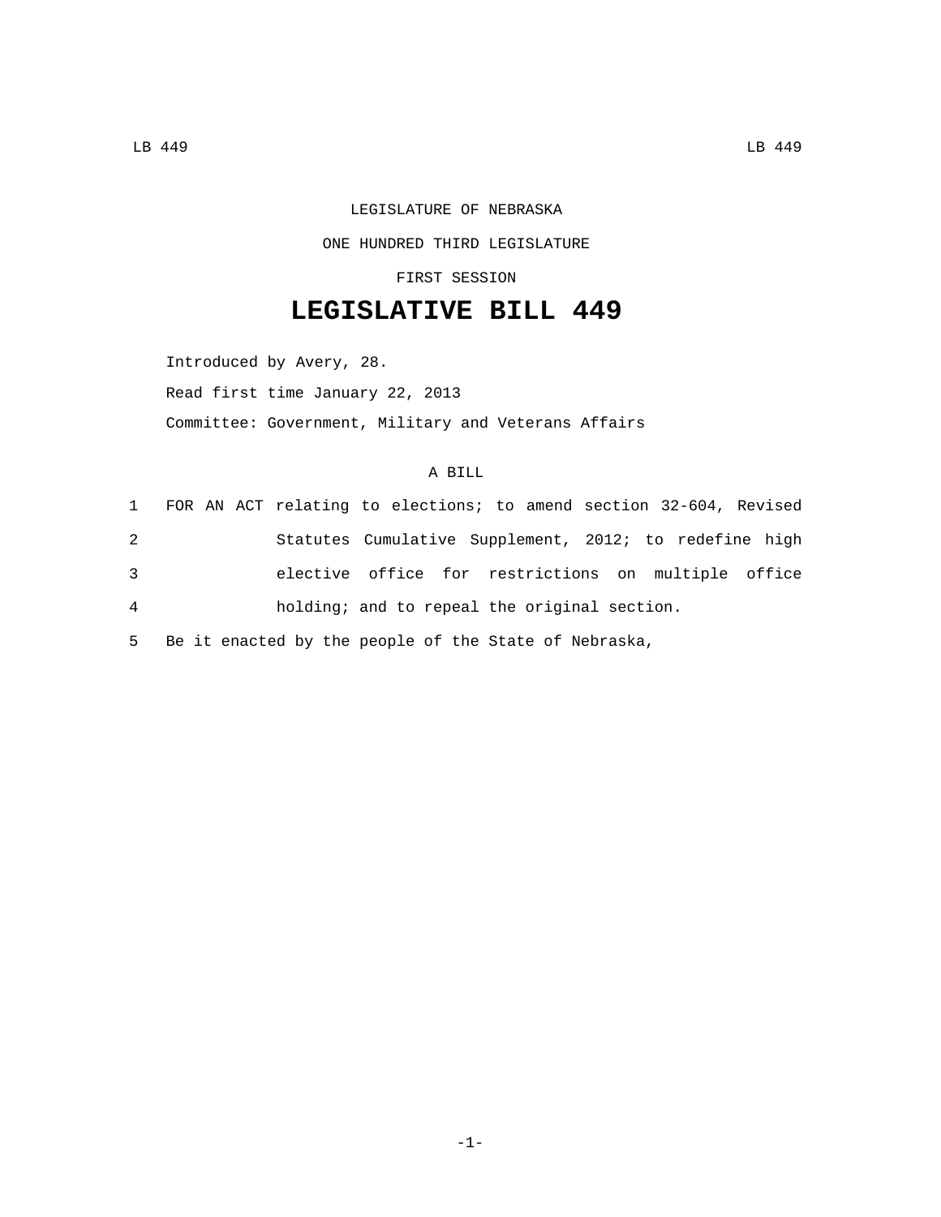LEGISLATURE OF NEBRASKA

ONE HUNDRED THIRD LEGISLATURE

FIRST SESSION

# LEGISLATIVE BILL 449

Introduced by Avery, 28.

Read first time January 22, 2013

Committee: Government, Military and Veterans Affairs

A BILL

1 FOR AN ACT relating to elections; to amend section 32-604, Revised
2 Statutes Cumulative Supplement, 2012; to redefine high
3 elective office for restrictions on multiple office
4 holding; and to repeal the original section.
5 Be it enacted by the people of the State of Nebraska,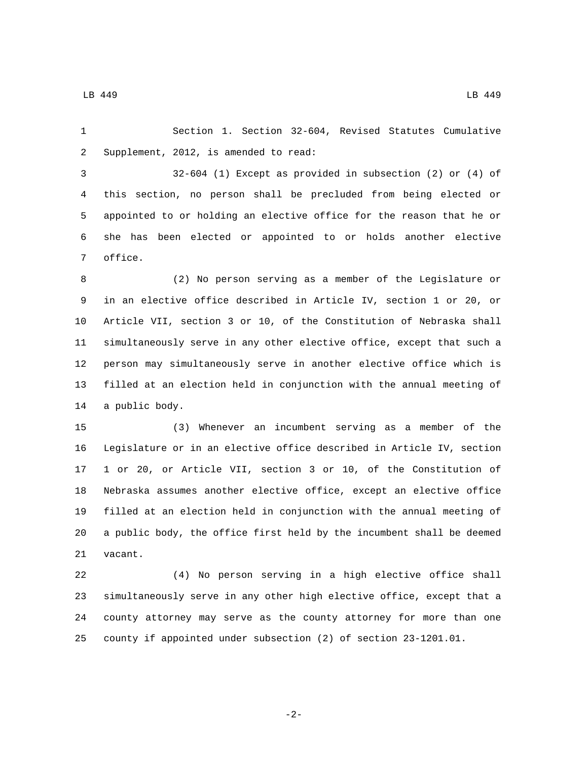Section 1. Section 32-604, Revised Statutes Cumulative Supplement, 2012, is amended to read:

32-604 (1) Except as provided in subsection (2) or (4) of this section, no person shall be precluded from being elected or appointed to or holding an elective office for the reason that he or she has been elected or appointed to or holds another elective office.

(2) No person serving as a member of the Legislature or in an elective office described in Article IV, section 1 or 20, or Article VII, section 3 or 10, of the Constitution of Nebraska shall simultaneously serve in any other elective office, except that such a person may simultaneously serve in another elective office which is filled at an election held in conjunction with the annual meeting of a public body.

(3) Whenever an incumbent serving as a member of the Legislature or in an elective office described in Article IV, section 1 or 20, or Article VII, section 3 or 10, of the Constitution of Nebraska assumes another elective office, except an elective office filled at an election held in conjunction with the annual meeting of a public body, the office first held by the incumbent shall be deemed vacant.

(4) No person serving in a high elective office shall simultaneously serve in any other high elective office, except that a county attorney may serve as the county attorney for more than one county if appointed under subsection (2) of section 23-1201.01.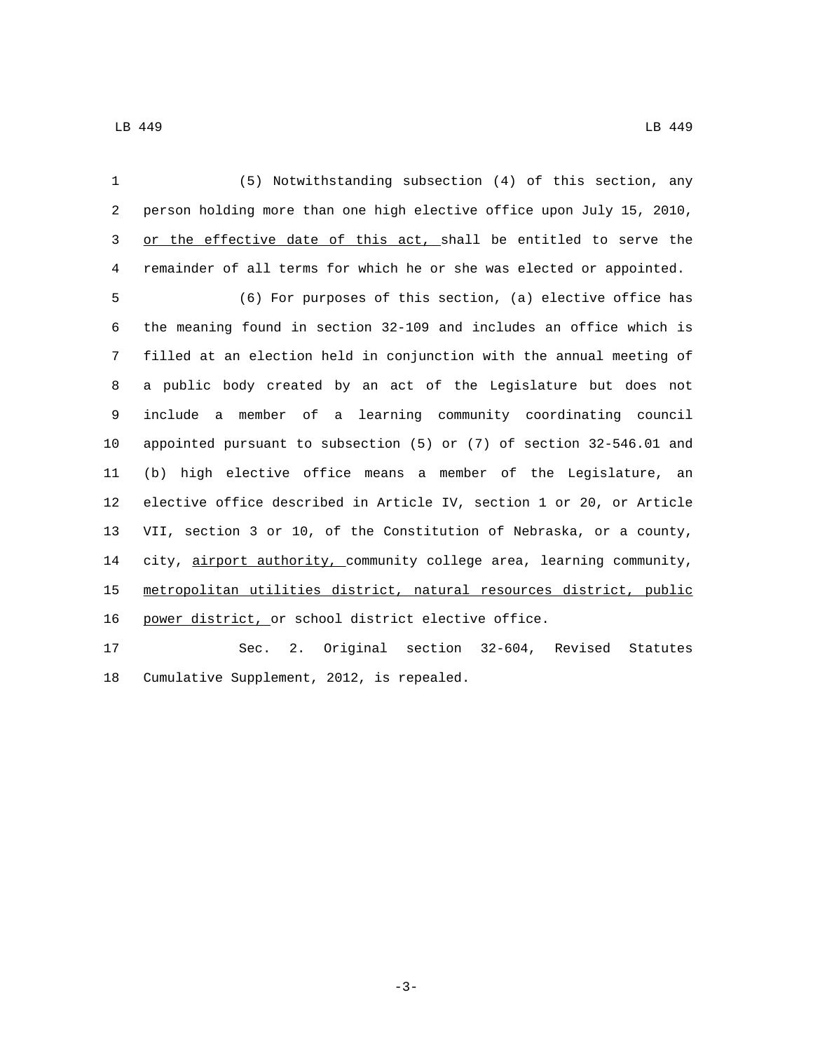(5) Notwithstanding subsection (4) of this section, any person holding more than one high elective office upon July 15, 2010, <u>or the effective date of this act,</u> shall be entitled to serve the remainder of all terms for which he or she was elected or appointed.

(6) For purposes of this section, (a) elective office has the meaning found in section 32-109 and includes an office which is filled at an election held in conjunction with the annual meeting of a public body created by an act of the Legislature but does not include a member of a learning community coordinating council appointed pursuant to subsection (5) or (7) of section 32-546.01 and (b) high elective office means a member of the Legislature, an elective office described in Article IV, section 1 or 20, or Article VII, section 3 or 10, of the Constitution of Nebraska, or a county, city, <u>airport authority,</u> community college area, learning community, <u>metropolitan utilities district, natural resources district, public power district,</u> or school district elective office.

Sec. 2. Original section 32-604, Revised Statutes Cumulative Supplement, 2012, is repealed.